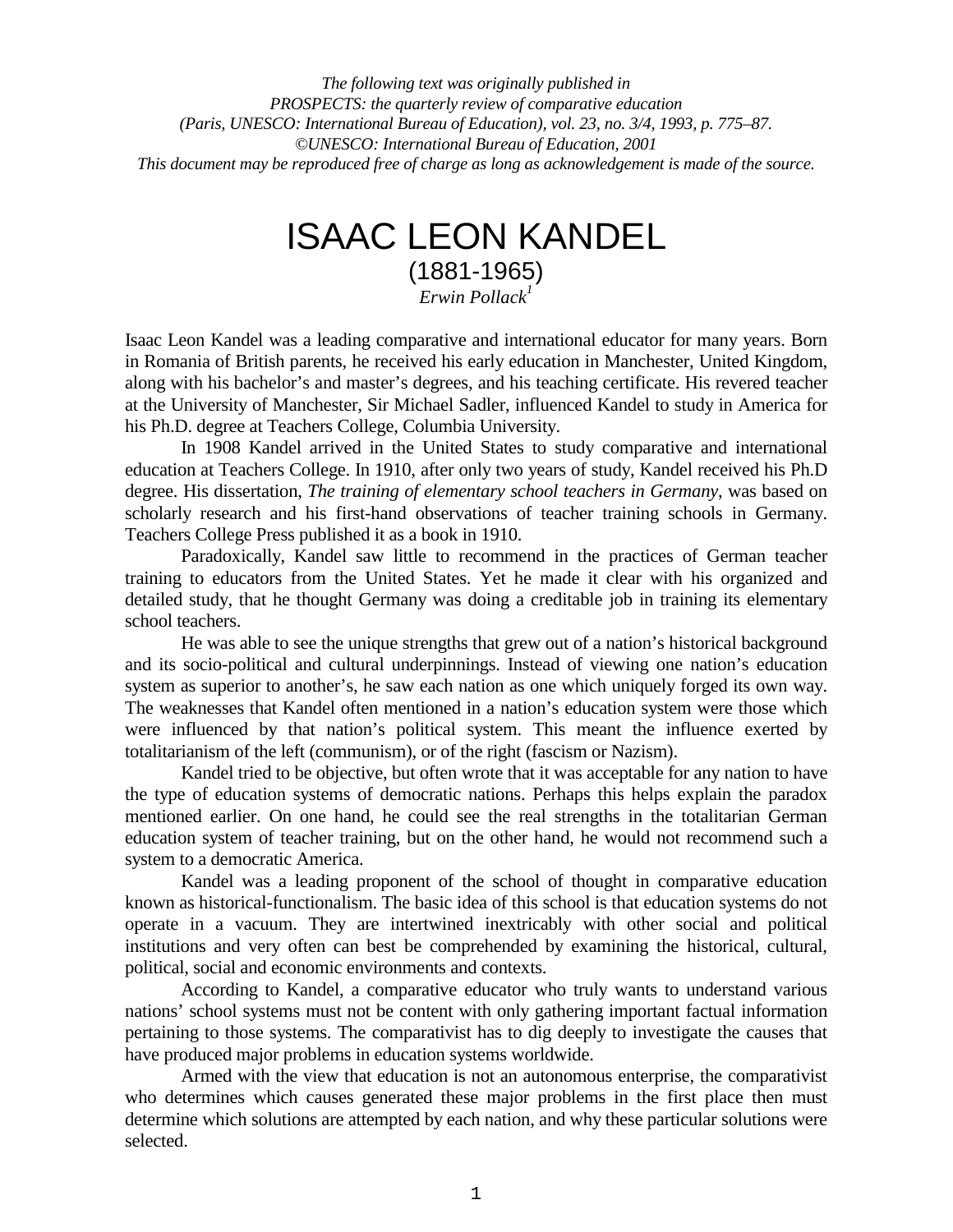*The following text was originally published in*
*PROSPECTS: the quarterly review of comparative education*
*(Paris, UNESCO: International Bureau of Education), vol. 23, no. 3/4, 1993, p. 775–87.*
*©UNESCO: International Bureau of Education, 2001*
*This document may be reproduced free of charge as long as acknowledgement is made of the source.*

# ISAAC LEON KANDEL

## (1881-1965)

*Erwin Pollack*[1]

Isaac Leon Kandel was a leading comparative and international educator for many years. Born in Romania of British parents, he received his early education in Manchester, United Kingdom, along with his bachelor's and master's degrees, and his teaching certificate. His revered teacher at the University of Manchester, Sir Michael Sadler, influenced Kandel to study in America for his Ph.D. degree at Teachers College, Columbia University.

In 1908 Kandel arrived in the United States to study comparative and international education at Teachers College. In 1910, after only two years of study, Kandel received his Ph.D degree. His dissertation, *The training of elementary school teachers in Germany*, was based on scholarly research and his first-hand observations of teacher training schools in Germany. Teachers College Press published it as a book in 1910.

Paradoxically, Kandel saw little to recommend in the practices of German teacher training to educators from the United States. Yet he made it clear with his organized and detailed study, that he thought Germany was doing a creditable job in training its elementary school teachers.

He was able to see the unique strengths that grew out of a nation's historical background and its socio-political and cultural underpinnings. Instead of viewing one nation's education system as superior to another's, he saw each nation as one which uniquely forged its own way. The weaknesses that Kandel often mentioned in a nation's education system were those which were influenced by that nation's political system. This meant the influence exerted by totalitarianism of the left (communism), or of the right (fascism or Nazism).

Kandel tried to be objective, but often wrote that it was acceptable for any nation to have the type of education systems of democratic nations. Perhaps this helps explain the paradox mentioned earlier. On one hand, he could see the real strengths in the totalitarian German education system of teacher training, but on the other hand, he would not recommend such a system to a democratic America.

Kandel was a leading proponent of the school of thought in comparative education known as historical-functionalism. The basic idea of this school is that education systems do not operate in a vacuum. They are intertwined inextricably with other social and political institutions and very often can best be comprehended by examining the historical, cultural, political, social and economic environments and contexts.

According to Kandel, a comparative educator who truly wants to understand various nations' school systems must not be content with only gathering important factual information pertaining to those systems. The comparativist has to dig deeply to investigate the causes that have produced major problems in education systems worldwide.

Armed with the view that education is not an autonomous enterprise, the comparativist who determines which causes generated these major problems in the first place then must determine which solutions are attempted by each nation, and why these particular solutions were selected.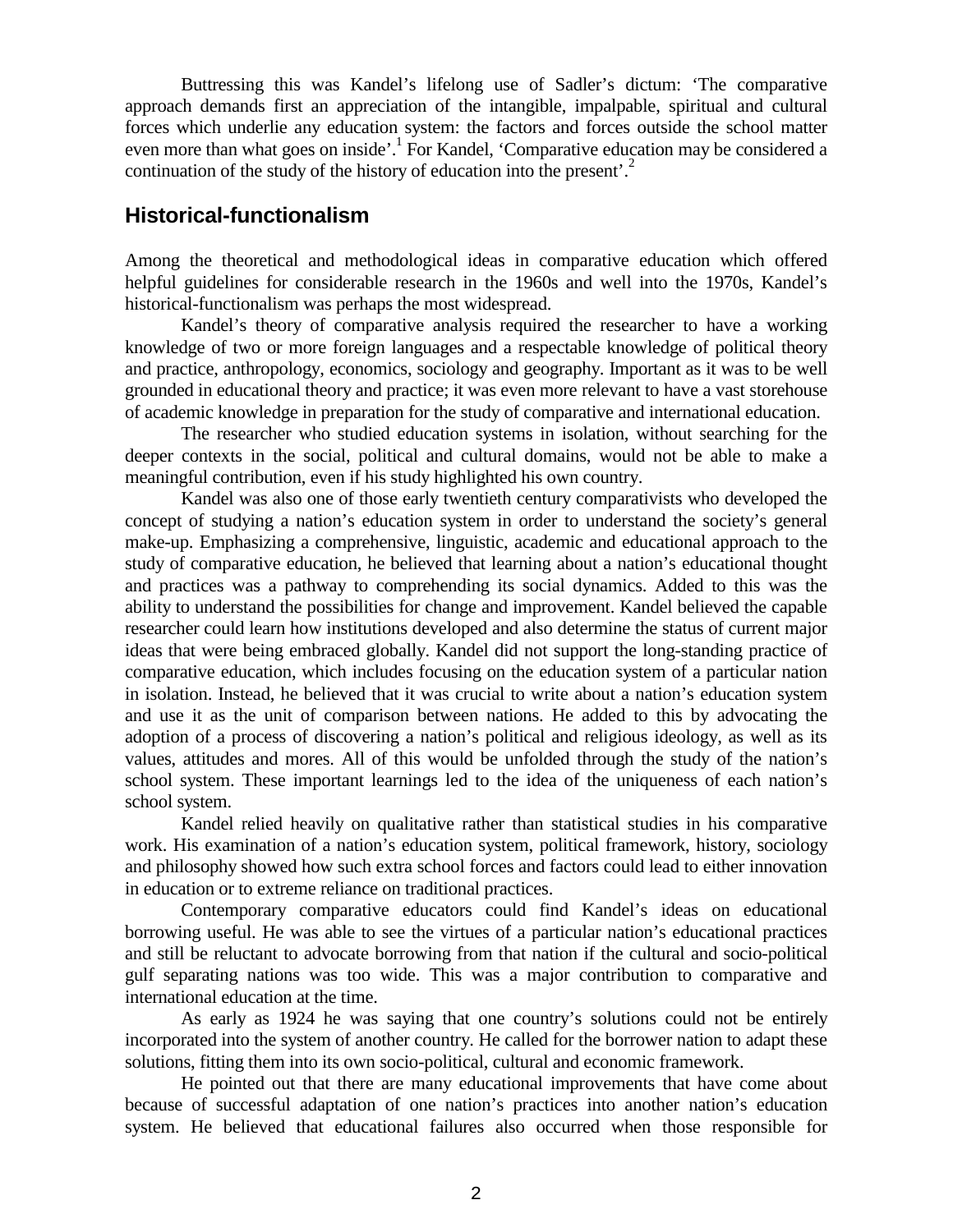Buttressing this was Kandel's lifelong use of Sadler's dictum: 'The comparative approach demands first an appreciation of the intangible, impalpable, spiritual and cultural forces which underlie any education system: the factors and forces outside the school matter even more than what goes on inside'.[1] For Kandel, 'Comparative education may be considered a continuation of the study of the history of education into the present'.[2]

## Historical-functionalism

Among the theoretical and methodological ideas in comparative education which offered helpful guidelines for considerable research in the 1960s and well into the 1970s, Kandel's historical-functionalism was perhaps the most widespread.

Kandel's theory of comparative analysis required the researcher to have a working knowledge of two or more foreign languages and a respectable knowledge of political theory and practice, anthropology, economics, sociology and geography. Important as it was to be well grounded in educational theory and practice; it was even more relevant to have a vast storehouse of academic knowledge in preparation for the study of comparative and international education.

The researcher who studied education systems in isolation, without searching for the deeper contexts in the social, political and cultural domains, would not be able to make a meaningful contribution, even if his study highlighted his own country.

Kandel was also one of those early twentieth century comparativists who developed the concept of studying a nation's education system in order to understand the society's general make-up. Emphasizing a comprehensive, linguistic, academic and educational approach to the study of comparative education, he believed that learning about a nation's educational thought and practices was a pathway to comprehending its social dynamics. Added to this was the ability to understand the possibilities for change and improvement. Kandel believed the capable researcher could learn how institutions developed and also determine the status of current major ideas that were being embraced globally. Kandel did not support the long-standing practice of comparative education, which includes focusing on the education system of a particular nation in isolation. Instead, he believed that it was crucial to write about a nation's education system and use it as the unit of comparison between nations. He added to this by advocating the adoption of a process of discovering a nation's political and religious ideology, as well as its values, attitudes and mores. All of this would be unfolded through the study of the nation's school system. These important learnings led to the idea of the uniqueness of each nation's school system.

Kandel relied heavily on qualitative rather than statistical studies in his comparative work. His examination of a nation's education system, political framework, history, sociology and philosophy showed how such extra school forces and factors could lead to either innovation in education or to extreme reliance on traditional practices.

Contemporary comparative educators could find Kandel's ideas on educational borrowing useful. He was able to see the virtues of a particular nation's educational practices and still be reluctant to advocate borrowing from that nation if the cultural and socio-political gulf separating nations was too wide. This was a major contribution to comparative and international education at the time.

As early as 1924 he was saying that one country's solutions could not be entirely incorporated into the system of another country. He called for the borrower nation to adapt these solutions, fitting them into its own socio-political, cultural and economic framework.

He pointed out that there are many educational improvements that have come about because of successful adaptation of one nation's practices into another nation's education system. He believed that educational failures also occurred when those responsible for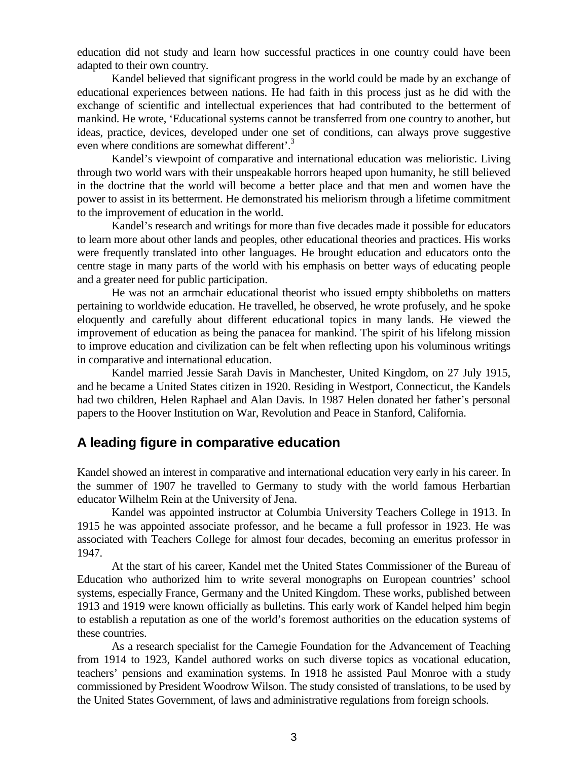education did not study and learn how successful practices in one country could have been adapted to their own country.

Kandel believed that significant progress in the world could be made by an exchange of educational experiences between nations. He had faith in this process just as he did with the exchange of scientific and intellectual experiences that had contributed to the betterment of mankind. He wrote, 'Educational systems cannot be transferred from one country to another, but ideas, practice, devices, developed under one set of conditions, can always prove suggestive even where conditions are somewhat different'.[3]

Kandel's viewpoint of comparative and international education was melioristic. Living through two world wars with their unspeakable horrors heaped upon humanity, he still believed in the doctrine that the world will become a better place and that men and women have the power to assist in its betterment. He demonstrated his meliorism through a lifetime commitment to the improvement of education in the world.

Kandel's research and writings for more than five decades made it possible for educators to learn more about other lands and peoples, other educational theories and practices. His works were frequently translated into other languages. He brought education and educators onto the centre stage in many parts of the world with his emphasis on better ways of educating people and a greater need for public participation.

He was not an armchair educational theorist who issued empty shibboleths on matters pertaining to worldwide education. He travelled, he observed, he wrote profusely, and he spoke eloquently and carefully about different educational topics in many lands. He viewed the improvement of education as being the panacea for mankind. The spirit of his lifelong mission to improve education and civilization can be felt when reflecting upon his voluminous writings in comparative and international education.

Kandel married Jessie Sarah Davis in Manchester, United Kingdom, on 27 July 1915, and he became a United States citizen in 1920. Residing in Westport, Connecticut, the Kandels had two children, Helen Raphael and Alan Davis. In 1987 Helen donated her father's personal papers to the Hoover Institution on War, Revolution and Peace in Stanford, California.

## A leading figure in comparative education

Kandel showed an interest in comparative and international education very early in his career. In the summer of 1907 he travelled to Germany to study with the world famous Herbartian educator Wilhelm Rein at the University of Jena.

Kandel was appointed instructor at Columbia University Teachers College in 1913. In 1915 he was appointed associate professor, and he became a full professor in 1923. He was associated with Teachers College for almost four decades, becoming an emeritus professor in 1947.

At the start of his career, Kandel met the United States Commissioner of the Bureau of Education who authorized him to write several monographs on European countries' school systems, especially France, Germany and the United Kingdom. These works, published between 1913 and 1919 were known officially as bulletins. This early work of Kandel helped him begin to establish a reputation as one of the world's foremost authorities on the education systems of these countries.

As a research specialist for the Carnegie Foundation for the Advancement of Teaching from 1914 to 1923, Kandel authored works on such diverse topics as vocational education, teachers' pensions and examination systems. In 1918 he assisted Paul Monroe with a study commissioned by President Woodrow Wilson. The study consisted of translations, to be used by the United States Government, of laws and administrative regulations from foreign schools.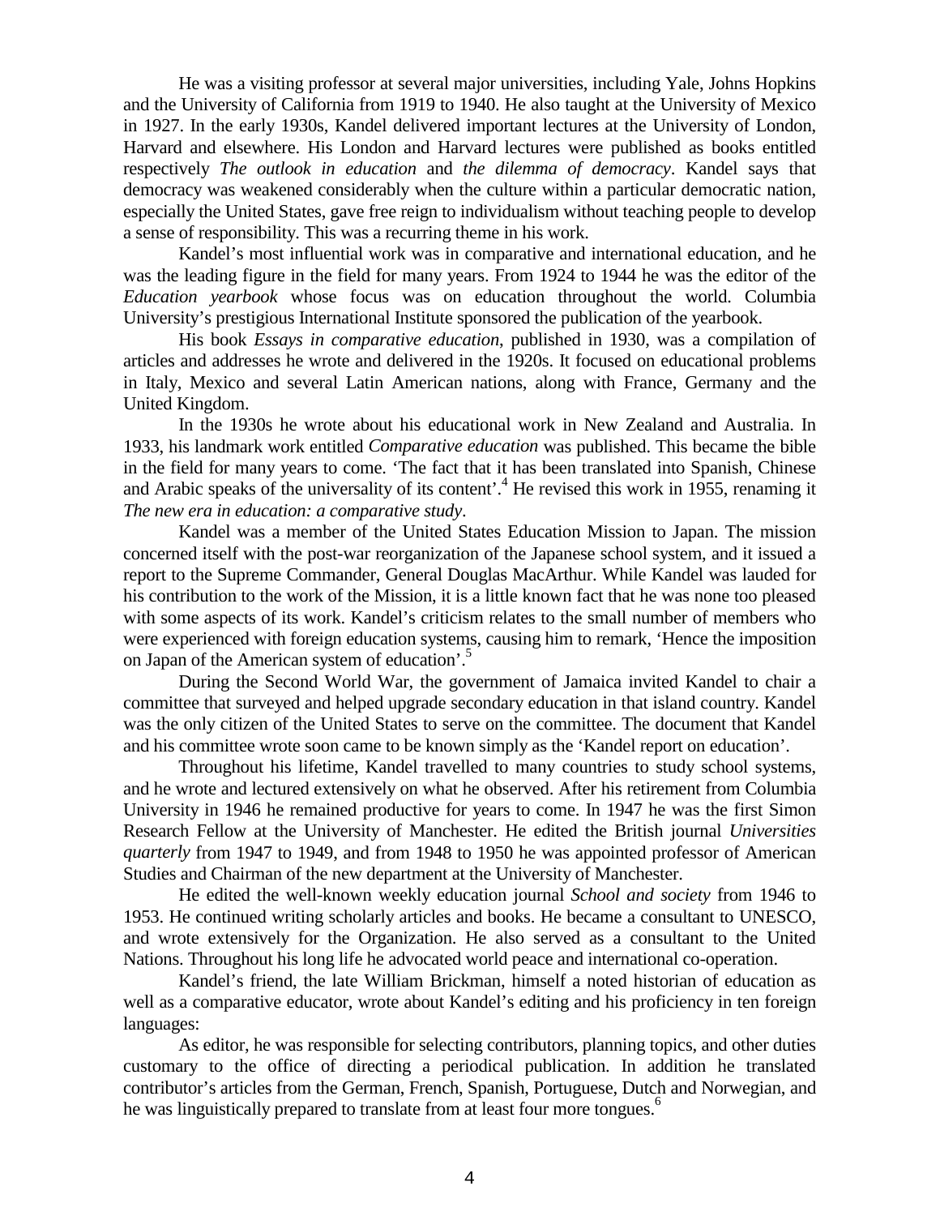He was a visiting professor at several major universities, including Yale, Johns Hopkins and the University of California from 1919 to 1940. He also taught at the University of Mexico in 1927. In the early 1930s, Kandel delivered important lectures at the University of London, Harvard and elsewhere. His London and Harvard lectures were published as books entitled respectively *The outlook in education* and *the dilemma of democracy*. Kandel says that democracy was weakened considerably when the culture within a particular democratic nation, especially the United States, gave free reign to individualism without teaching people to develop a sense of responsibility. This was a recurring theme in his work.

Kandel's most influential work was in comparative and international education, and he was the leading figure in the field for many years. From 1924 to 1944 he was the editor of the *Education yearbook* whose focus was on education throughout the world. Columbia University's prestigious International Institute sponsored the publication of the yearbook.

His book *Essays in comparative education*, published in 1930, was a compilation of articles and addresses he wrote and delivered in the 1920s. It focused on educational problems in Italy, Mexico and several Latin American nations, along with France, Germany and the United Kingdom.

In the 1930s he wrote about his educational work in New Zealand and Australia. In 1933, his landmark work entitled *Comparative education* was published. This became the bible in the field for many years to come. 'The fact that it has been translated into Spanish, Chinese and Arabic speaks of the universality of its content'.[4] He revised this work in 1955, renaming it *The new era in education: a comparative study*.

Kandel was a member of the United States Education Mission to Japan. The mission concerned itself with the post-war reorganization of the Japanese school system, and it issued a report to the Supreme Commander, General Douglas MacArthur. While Kandel was lauded for his contribution to the work of the Mission, it is a little known fact that he was none too pleased with some aspects of its work. Kandel's criticism relates to the small number of members who were experienced with foreign education systems, causing him to remark, 'Hence the imposition on Japan of the American system of education'.[5]

During the Second World War, the government of Jamaica invited Kandel to chair a committee that surveyed and helped upgrade secondary education in that island country. Kandel was the only citizen of the United States to serve on the committee. The document that Kandel and his committee wrote soon came to be known simply as the 'Kandel report on education'.

Throughout his lifetime, Kandel travelled to many countries to study school systems, and he wrote and lectured extensively on what he observed. After his retirement from Columbia University in 1946 he remained productive for years to come. In 1947 he was the first Simon Research Fellow at the University of Manchester. He edited the British journal *Universities quarterly* from 1947 to 1949, and from 1948 to 1950 he was appointed professor of American Studies and Chairman of the new department at the University of Manchester.

He edited the well-known weekly education journal *School and society* from 1946 to 1953. He continued writing scholarly articles and books. He became a consultant to UNESCO, and wrote extensively for the Organization. He also served as a consultant to the United Nations. Throughout his long life he advocated world peace and international co-operation.

Kandel's friend, the late William Brickman, himself a noted historian of education as well as a comparative educator, wrote about Kandel's editing and his proficiency in ten foreign languages:

As editor, he was responsible for selecting contributors, planning topics, and other duties customary to the office of directing a periodical publication. In addition he translated contributor's articles from the German, French, Spanish, Portuguese, Dutch and Norwegian, and he was linguistically prepared to translate from at least four more tongues.[6]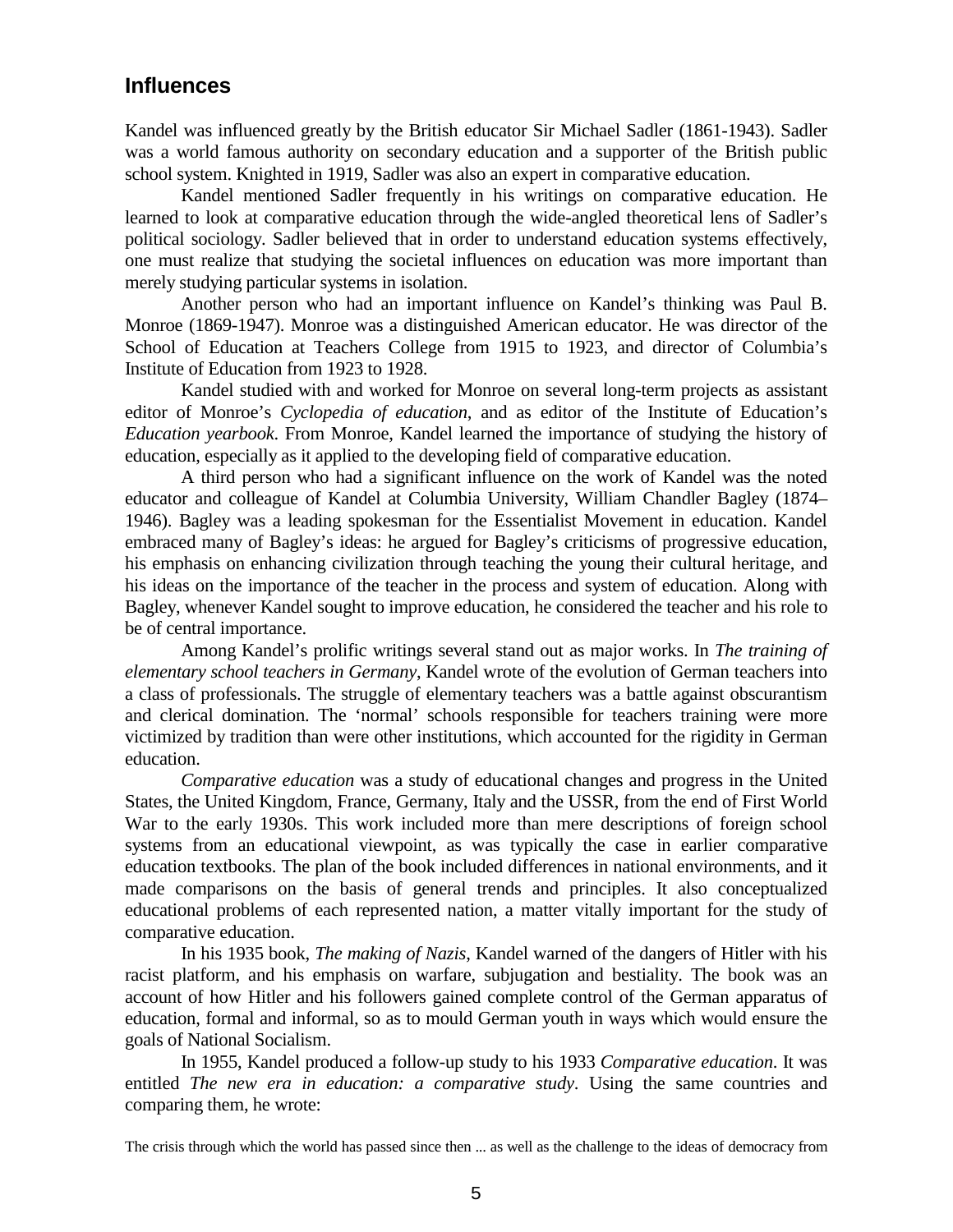## Influences

Kandel was influenced greatly by the British educator Sir Michael Sadler (1861-1943). Sadler was a world famous authority on secondary education and a supporter of the British public school system. Knighted in 1919, Sadler was also an expert in comparative education.

Kandel mentioned Sadler frequently in his writings on comparative education. He learned to look at comparative education through the wide-angled theoretical lens of Sadler's political sociology. Sadler believed that in order to understand education systems effectively, one must realize that studying the societal influences on education was more important than merely studying particular systems in isolation.

Another person who had an important influence on Kandel's thinking was Paul B. Monroe (1869-1947). Monroe was a distinguished American educator. He was director of the School of Education at Teachers College from 1915 to 1923, and director of Columbia's Institute of Education from 1923 to 1928.

Kandel studied with and worked for Monroe on several long-term projects as assistant editor of Monroe's *Cyclopedia of education*, and as editor of the Institute of Education's *Education yearbook*. From Monroe, Kandel learned the importance of studying the history of education, especially as it applied to the developing field of comparative education.

A third person who had a significant influence on the work of Kandel was the noted educator and colleague of Kandel at Columbia University, William Chandler Bagley (1874–1946). Bagley was a leading spokesman for the Essentialist Movement in education. Kandel embraced many of Bagley's ideas: he argued for Bagley's criticisms of progressive education, his emphasis on enhancing civilization through teaching the young their cultural heritage, and his ideas on the importance of the teacher in the process and system of education. Along with Bagley, whenever Kandel sought to improve education, he considered the teacher and his role to be of central importance.

Among Kandel's prolific writings several stand out as major works. In *The training of elementary school teachers in Germany*, Kandel wrote of the evolution of German teachers into a class of professionals. The struggle of elementary teachers was a battle against obscurantism and clerical domination. The 'normal' schools responsible for teachers training were more victimized by tradition than were other institutions, which accounted for the rigidity in German education.

*Comparative education* was a study of educational changes and progress in the United States, the United Kingdom, France, Germany, Italy and the USSR, from the end of First World War to the early 1930s. This work included more than mere descriptions of foreign school systems from an educational viewpoint, as was typically the case in earlier comparative education textbooks. The plan of the book included differences in national environments, and it made comparisons on the basis of general trends and principles. It also conceptualized educational problems of each represented nation, a matter vitally important for the study of comparative education.

In his 1935 book, *The making of Nazis*, Kandel warned of the dangers of Hitler with his racist platform, and his emphasis on warfare, subjugation and bestiality. The book was an account of how Hitler and his followers gained complete control of the German apparatus of education, formal and informal, so as to mould German youth in ways which would ensure the goals of National Socialism.

In 1955, Kandel produced a follow-up study to his 1933 *Comparative education*. It was entitled *The new era in education: a comparative study*. Using the same countries and comparing them, he wrote:

The crisis through which the world has passed since then ... as well as the challenge to the ideas of democracy from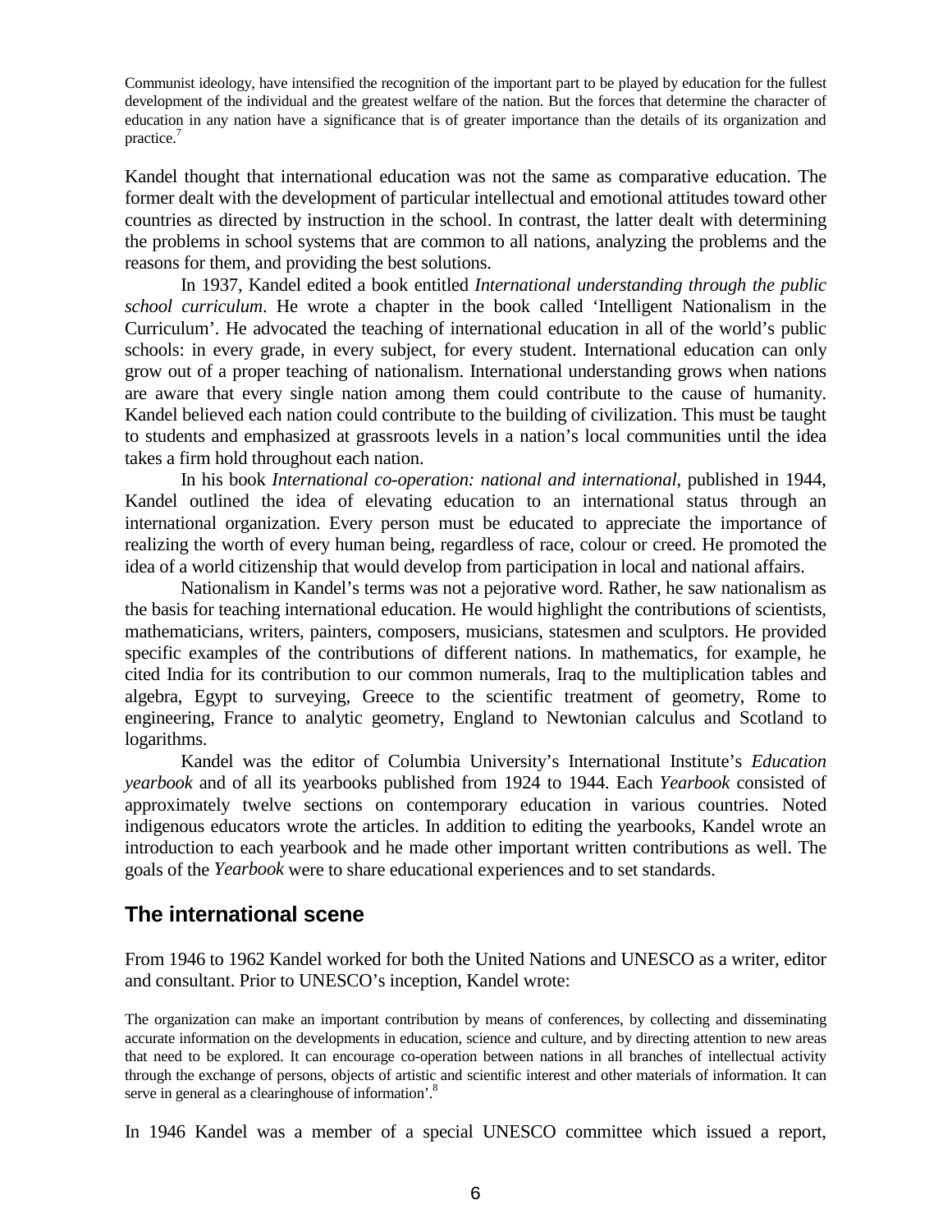> Communist ideology, have intensified the recognition of the important part to be played by education for the fullest development of the individual and the greatest welfare of the nation. But the forces that determine the character of education in any nation have a significance that is of greater importance than the details of its organization and practice.[7]

Kandel thought that international education was not the same as comparative education. The former dealt with the development of particular intellectual and emotional attitudes toward other countries as directed by instruction in the school. In contrast, the latter dealt with determining the problems in school systems that are common to all nations, analyzing the problems and the reasons for them, and providing the best solutions.

In 1937, Kandel edited a book entitled *International understanding through the public school curriculum*. He wrote a chapter in the book called 'Intelligent Nationalism in the Curriculum'. He advocated the teaching of international education in all of the world's public schools: in every grade, in every subject, for every student. International education can only grow out of a proper teaching of nationalism. International understanding grows when nations are aware that every single nation among them could contribute to the cause of humanity. Kandel believed each nation could contribute to the building of civilization. This must be taught to students and emphasized at grassroots levels in a nation's local communities until the idea takes a firm hold throughout each nation.

In his book *International co-operation: national and international*, published in 1944, Kandel outlined the idea of elevating education to an international status through an international organization. Every person must be educated to appreciate the importance of realizing the worth of every human being, regardless of race, colour or creed. He promoted the idea of a world citizenship that would develop from participation in local and national affairs.

Nationalism in Kandel's terms was not a pejorative word. Rather, he saw nationalism as the basis for teaching international education. He would highlight the contributions of scientists, mathematicians, writers, painters, composers, musicians, statesmen and sculptors. He provided specific examples of the contributions of different nations. In mathematics, for example, he cited India for its contribution to our common numerals, Iraq to the multiplication tables and algebra, Egypt to surveying, Greece to the scientific treatment of geometry, Rome to engineering, France to analytic geometry, England to Newtonian calculus and Scotland to logarithms.

Kandel was the editor of Columbia University's International Institute's *Education yearbook* and of all its yearbooks published from 1924 to 1944. Each *Yearbook* consisted of approximately twelve sections on contemporary education in various countries. Noted indigenous educators wrote the articles. In addition to editing the yearbooks, Kandel wrote an introduction to each yearbook and he made other important written contributions as well. The goals of the *Yearbook* were to share educational experiences and to set standards.

## The international scene

From 1946 to 1962 Kandel worked for both the United Nations and UNESCO as a writer, editor and consultant. Prior to UNESCO's inception, Kandel wrote:

> The organization can make an important contribution by means of conferences, by collecting and disseminating accurate information on the developments in education, science and culture, and by directing attention to new areas that need to be explored. It can encourage co-operation between nations in all branches of intellectual activity through the exchange of persons, objects of artistic and scientific interest and other materials of information. It can serve in general as a clearinghouse of information'.[8]

In 1946 Kandel was a member of a special UNESCO committee which issued a report,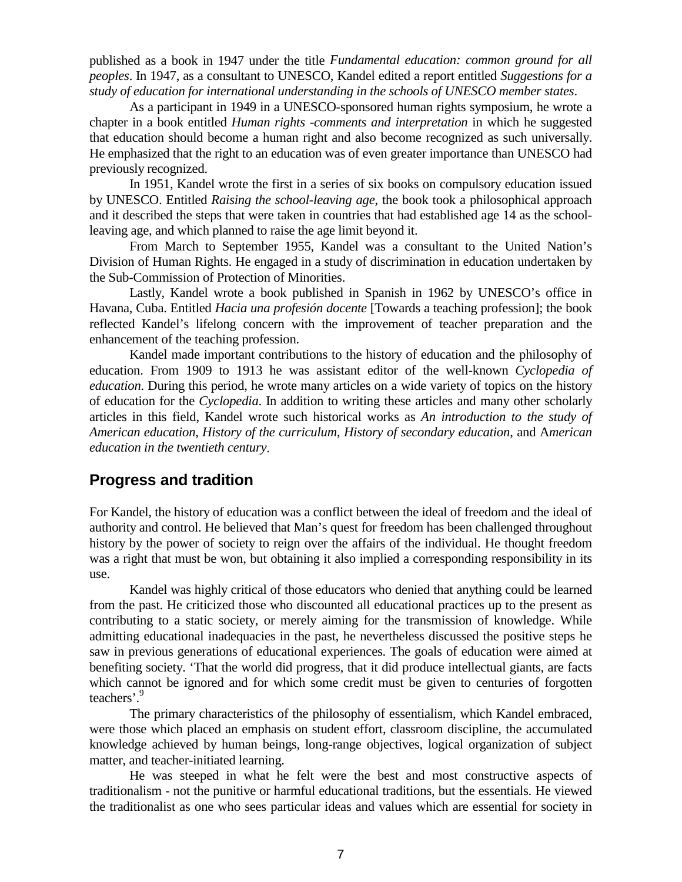published as a book in 1947 under the title *Fundamental education: common ground for all peoples*. In 1947, as a consultant to UNESCO, Kandel edited a report entitled *Suggestions for a study of education for international understanding in the schools of UNESCO member states*.

As a participant in 1949 in a UNESCO-sponsored human rights symposium, he wrote a chapter in a book entitled *Human rights -comments and interpretation* in which he suggested that education should become a human right and also become recognized as such universally. He emphasized that the right to an education was of even greater importance than UNESCO had previously recognized.

In 1951, Kandel wrote the first in a series of six books on compulsory education issued by UNESCO. Entitled *Raising the school-leaving age*, the book took a philosophical approach and it described the steps that were taken in countries that had established age 14 as the school-leaving age, and which planned to raise the age limit beyond it.

From March to September 1955, Kandel was a consultant to the United Nation's Division of Human Rights. He engaged in a study of discrimination in education undertaken by the Sub-Commission of Protection of Minorities.

Lastly, Kandel wrote a book published in Spanish in 1962 by UNESCO's office in Havana, Cuba. Entitled *Hacia una profesión docente* [Towards a teaching profession]; the book reflected Kandel's lifelong concern with the improvement of teacher preparation and the enhancement of the teaching profession.

Kandel made important contributions to the history of education and the philosophy of education. From 1909 to 1913 he was assistant editor of the well-known *Cyclopedia of education*. During this period, he wrote many articles on a wide variety of topics on the history of education for the *Cyclopedia*. In addition to writing these articles and many other scholarly articles in this field, Kandel wrote such historical works as *An introduction to the study of American education*, *History of the curriculum*, *History of secondary education*, and A*merican education in the twentieth century*.

## Progress and tradition

For Kandel, the history of education was a conflict between the ideal of freedom and the ideal of authority and control. He believed that Man's quest for freedom has been challenged throughout history by the power of society to reign over the affairs of the individual. He thought freedom was a right that must be won, but obtaining it also implied a corresponding responsibility in its use.

Kandel was highly critical of those educators who denied that anything could be learned from the past. He criticized those who discounted all educational practices up to the present as contributing to a static society, or merely aiming for the transmission of knowledge. While admitting educational inadequacies in the past, he nevertheless discussed the positive steps he saw in previous generations of educational experiences. The goals of education were aimed at benefiting society. 'That the world did progress, that it did produce intellectual giants, are facts which cannot be ignored and for which some credit must be given to centuries of forgotten teachers'.[9]

The primary characteristics of the philosophy of essentialism, which Kandel embraced, were those which placed an emphasis on student effort, classroom discipline, the accumulated knowledge achieved by human beings, long-range objectives, logical organization of subject matter, and teacher-initiated learning.

He was steeped in what he felt were the best and most constructive aspects of traditionalism - not the punitive or harmful educational traditions, but the essentials. He viewed the traditionalist as one who sees particular ideas and values which are essential for society in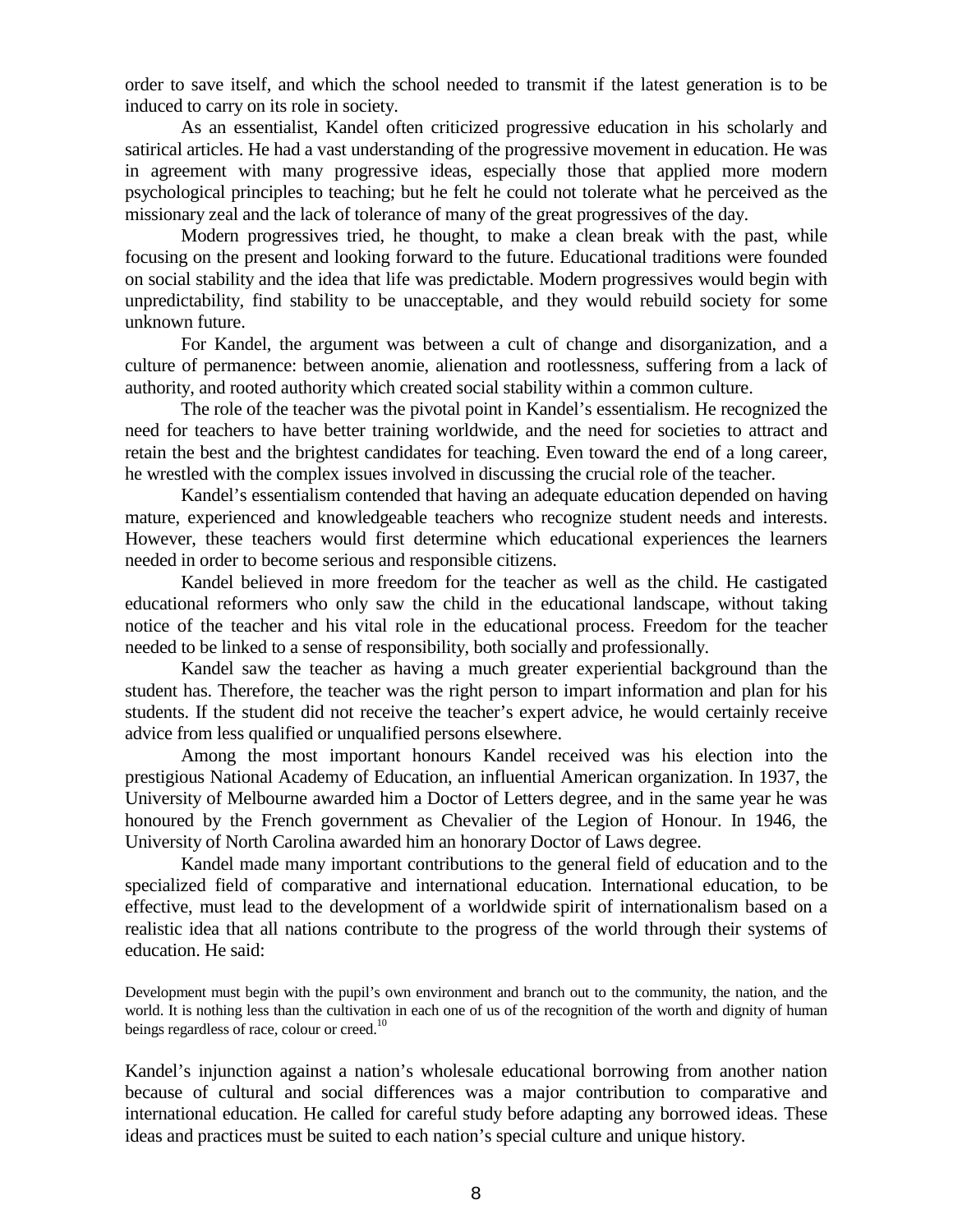order to save itself, and which the school needed to transmit if the latest generation is to be induced to carry on its role in society.

As an essentialist, Kandel often criticized progressive education in his scholarly and satirical articles. He had a vast understanding of the progressive movement in education. He was in agreement with many progressive ideas, especially those that applied more modern psychological principles to teaching; but he felt he could not tolerate what he perceived as the missionary zeal and the lack of tolerance of many of the great progressives of the day.

Modern progressives tried, he thought, to make a clean break with the past, while focusing on the present and looking forward to the future. Educational traditions were founded on social stability and the idea that life was predictable. Modern progressives would begin with unpredictability, find stability to be unacceptable, and they would rebuild society for some unknown future.

For Kandel, the argument was between a cult of change and disorganization, and a culture of permanence: between anomie, alienation and rootlessness, suffering from a lack of authority, and rooted authority which created social stability within a common culture.

The role of the teacher was the pivotal point in Kandel's essentialism. He recognized the need for teachers to have better training worldwide, and the need for societies to attract and retain the best and the brightest candidates for teaching. Even toward the end of a long career, he wrestled with the complex issues involved in discussing the crucial role of the teacher.

Kandel's essentialism contended that having an adequate education depended on having mature, experienced and knowledgeable teachers who recognize student needs and interests. However, these teachers would first determine which educational experiences the learners needed in order to become serious and responsible citizens.

Kandel believed in more freedom for the teacher as well as the child. He castigated educational reformers who only saw the child in the educational landscape, without taking notice of the teacher and his vital role in the educational process. Freedom for the teacher needed to be linked to a sense of responsibility, both socially and professionally.

Kandel saw the teacher as having a much greater experiential background than the student has. Therefore, the teacher was the right person to impart information and plan for his students. If the student did not receive the teacher's expert advice, he would certainly receive advice from less qualified or unqualified persons elsewhere.

Among the most important honours Kandel received was his election into the prestigious National Academy of Education, an influential American organization. In 1937, the University of Melbourne awarded him a Doctor of Letters degree, and in the same year he was honoured by the French government as Chevalier of the Legion of Honour. In 1946, the University of North Carolina awarded him an honorary Doctor of Laws degree.

Kandel made many important contributions to the general field of education and to the specialized field of comparative and international education. International education, to be effective, must lead to the development of a worldwide spirit of internationalism based on a realistic idea that all nations contribute to the progress of the world through their systems of education. He said:

> Development must begin with the pupil's own environment and branch out to the community, the nation, and the world. It is nothing less than the cultivation in each one of us of the recognition of the worth and dignity of human beings regardless of race, colour or creed.[10]

Kandel's injunction against a nation's wholesale educational borrowing from another nation because of cultural and social differences was a major contribution to comparative and international education. He called for careful study before adapting any borrowed ideas. These ideas and practices must be suited to each nation's special culture and unique history.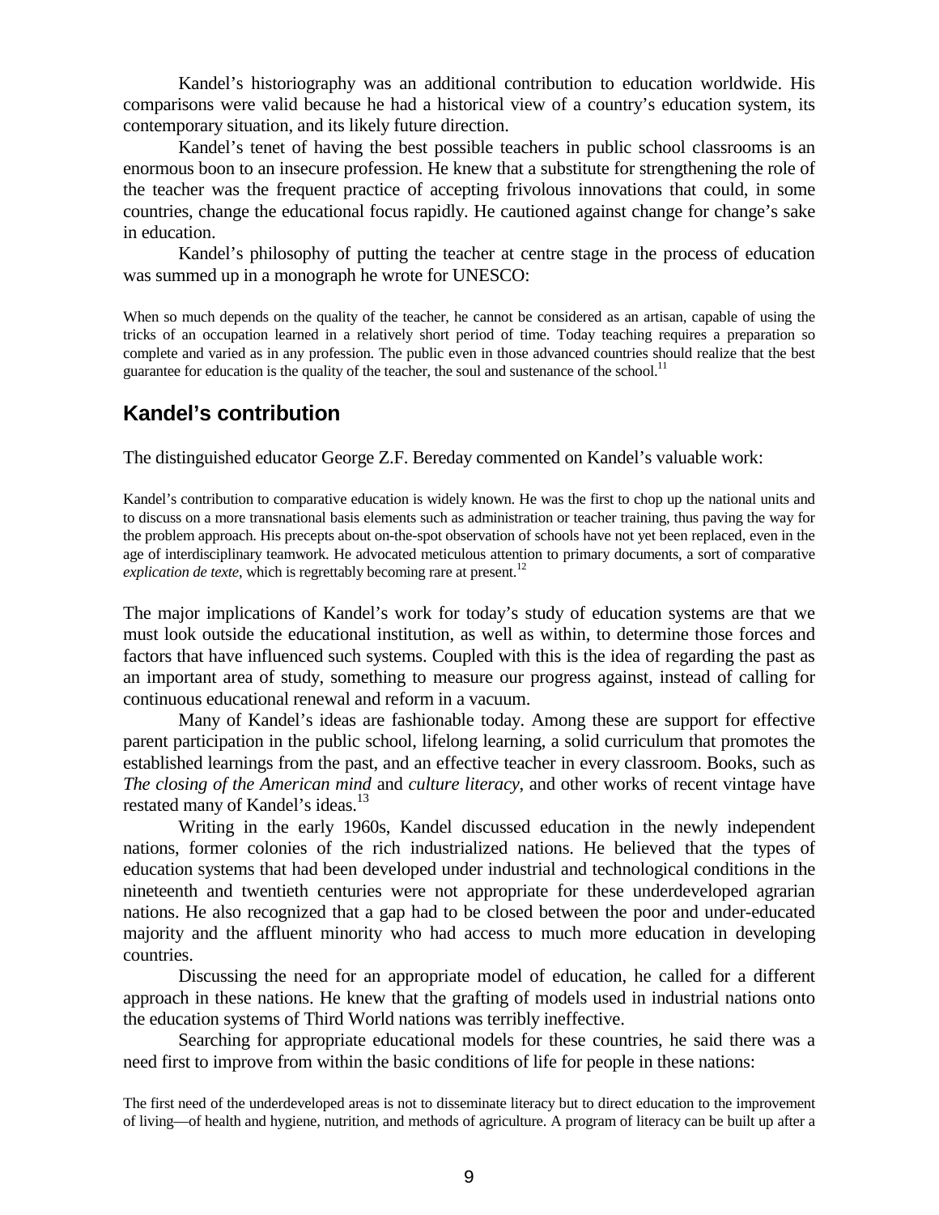Kandel's historiography was an additional contribution to education worldwide. His comparisons were valid because he had a historical view of a country's education system, its contemporary situation, and its likely future direction.

Kandel's tenet of having the best possible teachers in public school classrooms is an enormous boon to an insecure profession. He knew that a substitute for strengthening the role of the teacher was the frequent practice of accepting frivolous innovations that could, in some countries, change the educational focus rapidly. He cautioned against change for change's sake in education.

Kandel's philosophy of putting the teacher at centre stage in the process of education was summed up in a monograph he wrote for UNESCO:

> When so much depends on the quality of the teacher, he cannot be considered as an artisan, capable of using the tricks of an occupation learned in a relatively short period of time. Today teaching requires a preparation so complete and varied as in any profession. The public even in those advanced countries should realize that the best guarantee for education is the quality of the teacher, the soul and sustenance of the school.[11]

## Kandel's contribution

The distinguished educator George Z.F. Bereday commented on Kandel's valuable work:

> Kandel's contribution to comparative education is widely known. He was the first to chop up the national units and to discuss on a more transnational basis elements such as administration or teacher training, thus paving the way for the problem approach. His precepts about on-the-spot observation of schools have not yet been replaced, even in the age of interdisciplinary teamwork. He advocated meticulous attention to primary documents, a sort of comparative *explication de texte*, which is regrettably becoming rare at present.[12]

The major implications of Kandel's work for today's study of education systems are that we must look outside the educational institution, as well as within, to determine those forces and factors that have influenced such systems. Coupled with this is the idea of regarding the past as an important area of study, something to measure our progress against, instead of calling for continuous educational renewal and reform in a vacuum.

Many of Kandel's ideas are fashionable today. Among these are support for effective parent participation in the public school, lifelong learning, a solid curriculum that promotes the established learnings from the past, and an effective teacher in every classroom. Books, such as *The closing of the American mind* and *culture literacy*, and other works of recent vintage have restated many of Kandel's ideas.[13]

Writing in the early 1960s, Kandel discussed education in the newly independent nations, former colonies of the rich industrialized nations. He believed that the types of education systems that had been developed under industrial and technological conditions in the nineteenth and twentieth centuries were not appropriate for these underdeveloped agrarian nations. He also recognized that a gap had to be closed between the poor and under-educated majority and the affluent minority who had access to much more education in developing countries.

Discussing the need for an appropriate model of education, he called for a different approach in these nations. He knew that the grafting of models used in industrial nations onto the education systems of Third World nations was terribly ineffective.

Searching for appropriate educational models for these countries, he said there was a need first to improve from within the basic conditions of life for people in these nations:

> The first need of the underdeveloped areas is not to disseminate literacy but to direct education to the improvement of living—of health and hygiene, nutrition, and methods of agriculture. A program of literacy can be built up after a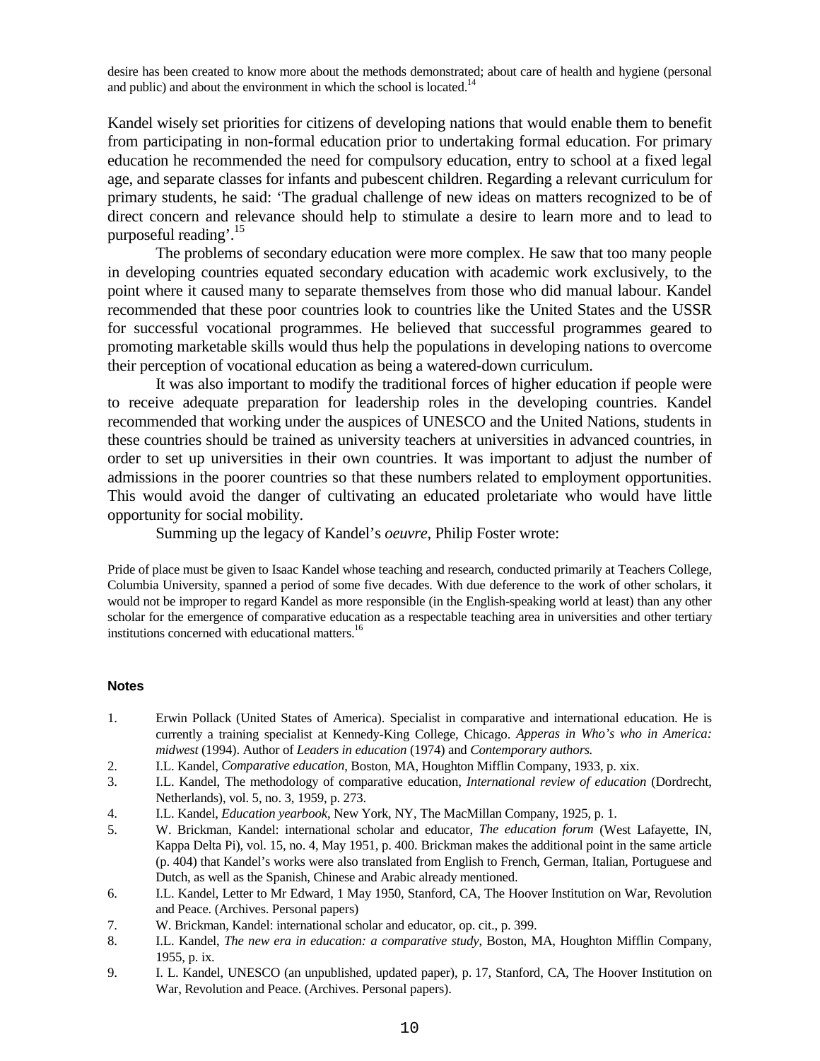desire has been created to know more about the methods demonstrated; about care of health and hygiene (personal and public) and about the environment in which the school is located.[14]

Kandel wisely set priorities for citizens of developing nations that would enable them to benefit from participating in non-formal education prior to undertaking formal education. For primary education he recommended the need for compulsory education, entry to school at a fixed legal age, and separate classes for infants and pubescent children. Regarding a relevant curriculum for primary students, he said: 'The gradual challenge of new ideas on matters recognized to be of direct concern and relevance should help to stimulate a desire to learn more and to lead to purposeful reading'.[15]

The problems of secondary education were more complex. He saw that too many people in developing countries equated secondary education with academic work exclusively, to the point where it caused many to separate themselves from those who did manual labour. Kandel recommended that these poor countries look to countries like the United States and the USSR for successful vocational programmes. He believed that successful programmes geared to promoting marketable skills would thus help the populations in developing nations to overcome their perception of vocational education as being a watered-down curriculum.

It was also important to modify the traditional forces of higher education if people were to receive adequate preparation for leadership roles in the developing countries. Kandel recommended that working under the auspices of UNESCO and the United Nations, students in these countries should be trained as university teachers at universities in advanced countries, in order to set up universities in their own countries. It was important to adjust the number of admissions in the poorer countries so that these numbers related to employment opportunities. This would avoid the danger of cultivating an educated proletariate who would have little opportunity for social mobility.

Summing up the legacy of Kandel's *oeuvre*, Philip Foster wrote:

Pride of place must be given to Isaac Kandel whose teaching and research, conducted primarily at Teachers College, Columbia University, spanned a period of some five decades. With due deference to the work of other scholars, it would not be improper to regard Kandel as more responsible (in the English-speaking world at least) than any other scholar for the emergence of comparative education as a respectable teaching area in universities and other tertiary institutions concerned with educational matters.[16]

### Notes

1. Erwin Pollack (United States of America). Specialist in comparative and international education. He is currently a training specialist at Kennedy-King College, Chicago. *Apperas in Who's who in America: midwest* (1994). Author of *Leaders in education* (1974) and *Contemporary authors.*
2. I.L. Kandel, *Comparative education*, Boston, MA, Houghton Mifflin Company, 1933, p. xix.
3. I.L. Kandel, The methodology of comparative education, *International review of education* (Dordrecht, Netherlands), vol. 5, no. 3, 1959, p. 273.
4. I.L. Kandel, *Education yearbook*, New York, NY, The MacMillan Company, 1925, p. 1.
5. W. Brickman, Kandel: international scholar and educator, *The education forum* (West Lafayette, IN, Kappa Delta Pi), vol. 15, no. 4, May 1951, p. 400. Brickman makes the additional point in the same article (p. 404) that Kandel's works were also translated from English to French, German, Italian, Portuguese and Dutch, as well as the Spanish, Chinese and Arabic already mentioned.
6. I.L. Kandel, Letter to Mr Edward, 1 May 1950, Stanford, CA, The Hoover Institution on War, Revolution and Peace. (Archives. Personal papers)
7. W. Brickman, Kandel: international scholar and educator, op. cit., p. 399.
8. I.L. Kandel, *The new era in education: a comparative study*, Boston, MA, Houghton Mifflin Company, 1955, p. ix.
9. I. L. Kandel, UNESCO (an unpublished, updated paper), p. 17, Stanford, CA, The Hoover Institution on War, Revolution and Peace. (Archives. Personal papers).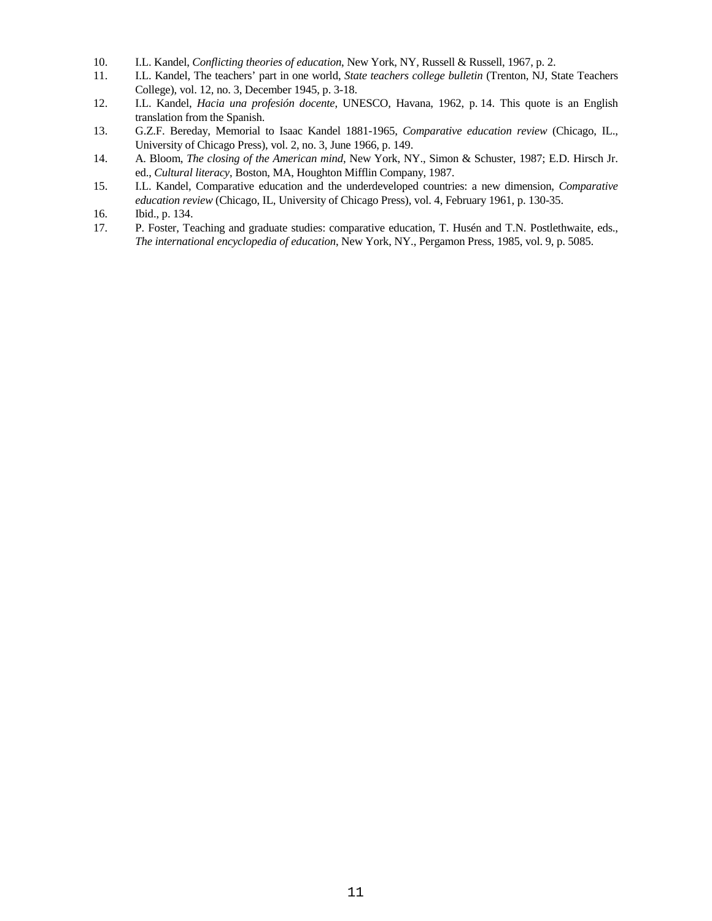10. I.L. Kandel, *Conflicting theories of education*, New York, NY, Russell & Russell, 1967, p. 2.
11. I.L. Kandel, The teachers' part in one world, *State teachers college bulletin* (Trenton, NJ, State Teachers College), vol. 12, no. 3, December 1945, p. 3-18.
12. I.L. Kandel, *Hacia una profesión docente*, UNESCO, Havana, 1962, p. 14. This quote is an English translation from the Spanish.
13. G.Z.F. Bereday, Memorial to Isaac Kandel 1881-1965, *Comparative education review* (Chicago, IL., University of Chicago Press), vol. 2, no. 3, June 1966, p. 149.
14. A. Bloom, *The closing of the American mind*, New York, NY., Simon & Schuster, 1987; E.D. Hirsch Jr. ed., *Cultural literacy*, Boston, MA, Houghton Mifflin Company, 1987.
15. I.L. Kandel, Comparative education and the underdeveloped countries: a new dimension, *Comparative education review* (Chicago, IL, University of Chicago Press), vol. 4, February 1961, p. 130-35.
16. Ibid., p. 134.
17. P. Foster, Teaching and graduate studies: comparative education, T. Husén and T.N. Postlethwaite, eds., *The international encyclopedia of education*, New York, NY., Pergamon Press, 1985, vol. 9, p. 5085.